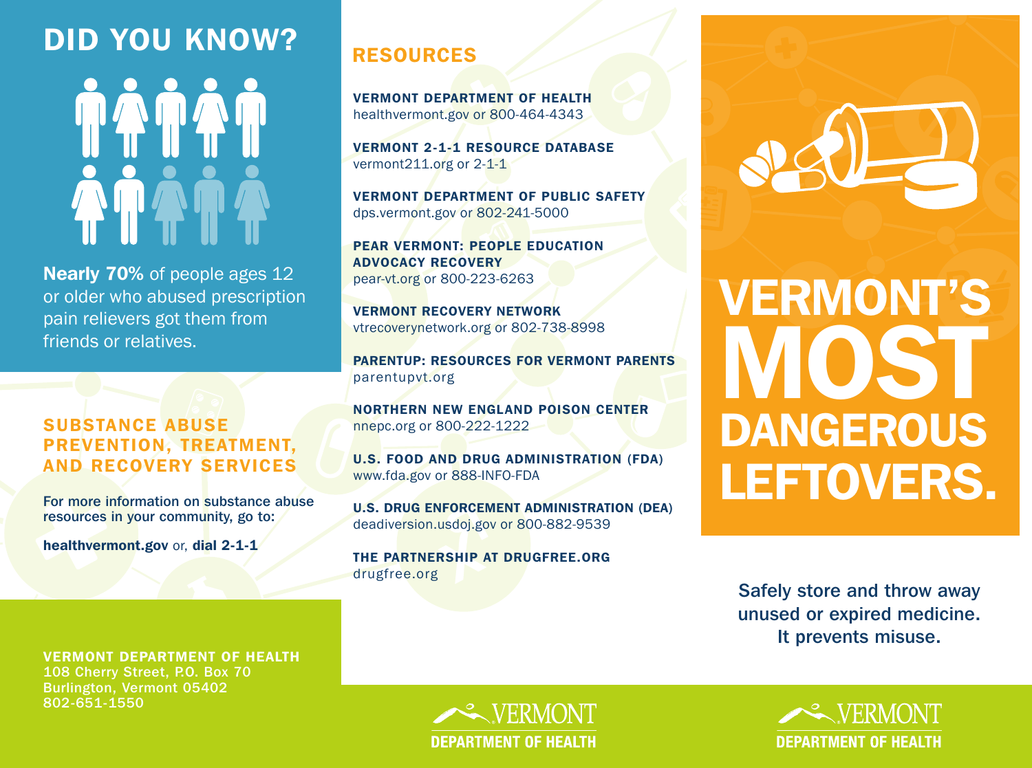# DID YOU KNOW?

**Nearly 70%** of people ages 12 or older who abused prescription pain relievers got them from friends or relatives.

## SUBSTANCE ABUSE PREVENTION, TREATMENT, AND RECOVERY SERVICES

For more information on substance abuse resources in your community, go to:

**healthvermont.gov** or, **dial 2-1-1**

**VERMONT DEPARTMENT OF HEALTH**
108 Cherry Street, P.O. Box 70
Burlington, Vermont 05402
802-651-1550

## RESOURCES

**VERMONT DEPARTMENT OF HEALTH**
healthvermont.gov or 800-464-4343

**VERMONT 2-1-1 RESOURCE DATABASE**
vermont211.org or 2-1-1

**VERMONT DEPARTMENT OF PUBLIC SAFETY**
dps.vermont.gov or 802-241-5000

**PEAR VERMONT: PEOPLE EDUCATION ADVOCACY RECOVERY**
pear-vt.org or 800-223-6263

**VERMONT RECOVERY NETWORK**
vtrecoverynetwork.org or 802-738-8998

**PARENTUP: RESOURCES FOR VERMONT PARENTS**
parentupvt.org

**NORTHERN NEW ENGLAND POISON CENTER**
nnepc.org or 800-222-1222

**U.S. FOOD AND DRUG ADMINISTRATION (FDA)**
www.fda.gov or 888-INFO-FDA

**U.S. DRUG ENFORCEMENT ADMINISTRATION (DEA)**
deadiversion.usdoj.gov or 800-882-9539

**THE PARTNERSHIP AT DRUGFREE.ORG**
drugfree.org

VERMONT DEPARTMENT OF HEALTH

# VERMONT'S MOST DANGEROUS LEFTOVERS.

Safely store and throw away unused or expired medicine. It prevents misuse.

VERMONT DEPARTMENT OF HEALTH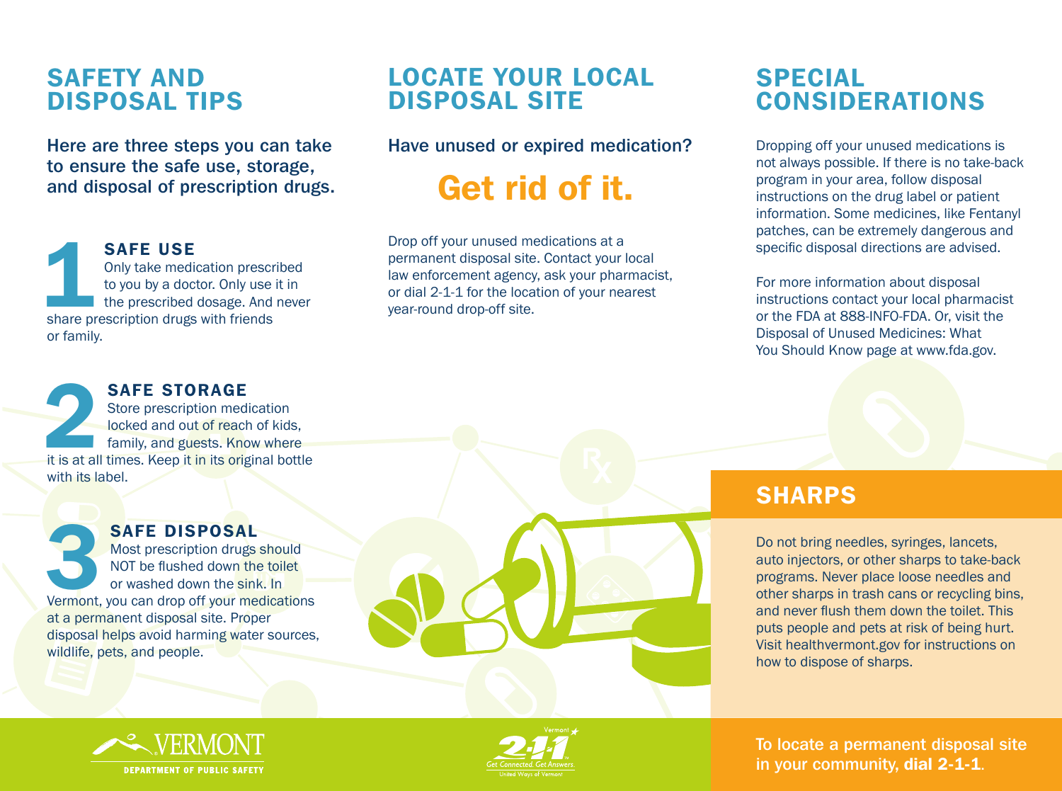## SAFETY AND DISPOSAL TIPS

Here are three steps you can take to ensure the safe use, storage, and disposal of prescription drugs.

**1 SAFE USE**

Only take medication prescribed to you by a doctor. Only use it in the prescribed dosage. And never share prescription drugs with friends or family.

**2 SAFE STORAGE**

Store prescription medication locked and out of reach of kids, family, and guests. Know where it is at all times. Keep it in its original bottle with its label.

**3 SAFE DISPOSAL**

Most prescription drugs should NOT be flushed down the toilet or washed down the sink. In Vermont, you can drop off your medications at a permanent disposal site. Proper disposal helps avoid harming water sources, wildlife, pets, and people.

## LOCATE YOUR LOCAL DISPOSAL SITE

Have unused or expired medication?

**Get rid of it.**

Drop off your unused medications at a permanent disposal site. Contact your local law enforcement agency, ask your pharmacist, or dial 2-1-1 for the location of your nearest year-round drop-off site.

## SPECIAL CONSIDERATIONS

Dropping off your unused medications is not always possible. If there is no take-back program in your area, follow disposal instructions on the drug label or patient information. Some medicines, like Fentanyl patches, can be extremely dangerous and specific disposal directions are advised.

For more information about disposal instructions contact your local pharmacist or the FDA at 888-INFO-FDA. Or, visit the Disposal of Unused Medicines: What You Should Know page at www.fda.gov.

## SHARPS

Do not bring needles, syringes, lancets, auto injectors, or other sharps to take-back programs. Never place loose needles and other sharps in trash cans or recycling bins, and never flush them down the toilet. This puts people and pets at risk of being hurt. Visit healthvermont.gov for instructions on how to dispose of sharps.

To locate a permanent disposal site in your community, **dial 2-1-1**.

VERMONT DEPARTMENT OF PUBLIC SAFETY

Vermont 2-1-1 Get Connected. Get Answers. United Ways of Vermont